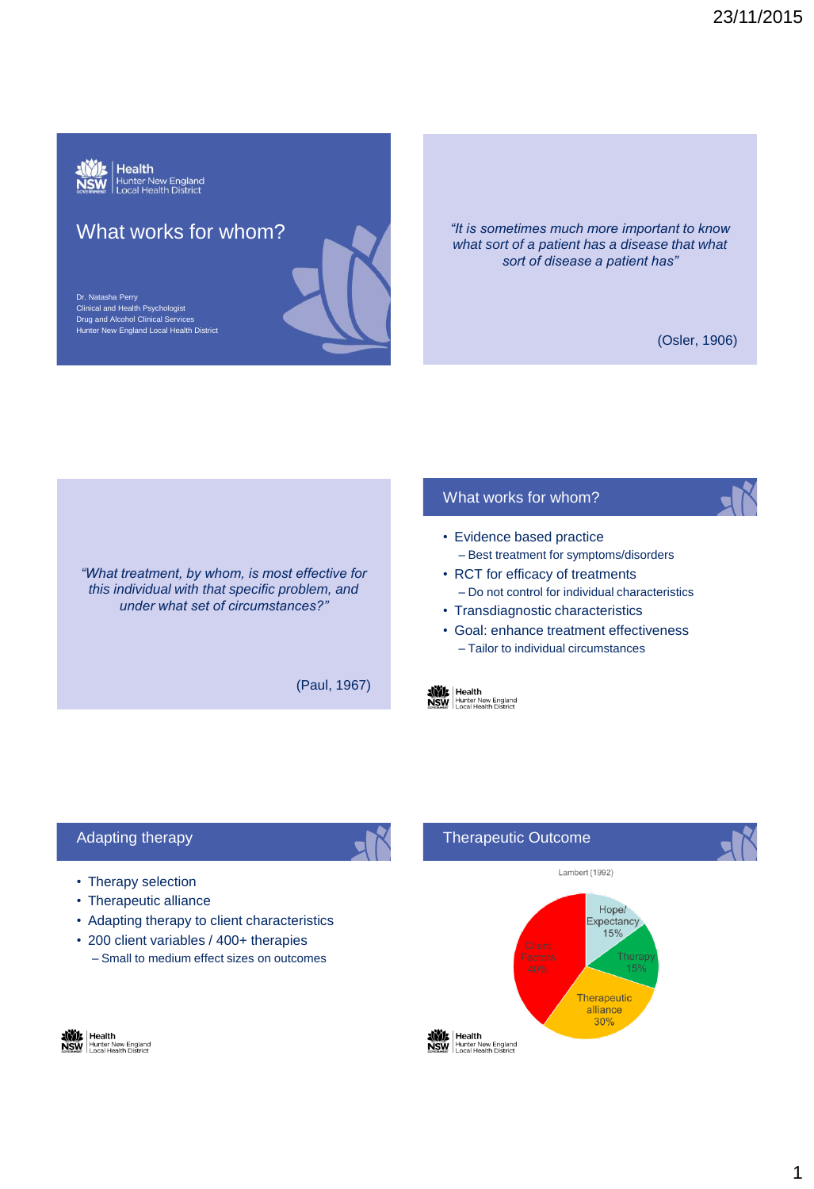# What works for whom?

Dr. Natasha Perry
Clinical and Health Psychologist
Drug and Alcohol Clinical Services
Hunter New England Local Health District

---

*"It is sometimes much more important to know what sort of a patient has a disease that what sort of disease a patient has"*

(Osler, 1906)

---

*"What treatment, by whom, is most effective for this individual with that specific problem, and under what set of circumstances?"*

(Paul, 1967)

---

## What works for whom?

- Evidence based practice
  - Best treatment for symptoms/disorders
- RCT for efficacy of treatments
  - Do not control for individual characteristics
- Transdiagnostic characteristics
- Goal: enhance treatment effectiveness
  - Tailor to individual circumstances

---

## Adapting therapy

- Therapy selection
- Therapeutic alliance
- Adapting therapy to client characteristics
- 200 client variables / 400+ therapies
  - Small to medium effect sizes on outcomes

---

## Therapeutic Outcome

Lambert (1992)

- Client Factors 40%
- Therapeutic alliance 30%
- Hope/ Expectancy 15%
- Therapy 15%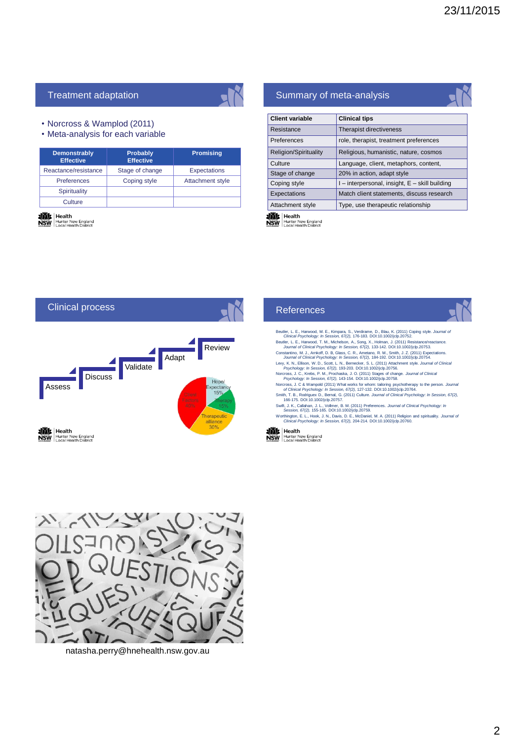## Treatment adaptation

- Norcross & Wamplod (2011)
- Meta-analysis for each variable

| Demonstrably Effective | Probably Effective | Promising |
|---|---|---|
| Reactance/resistance | Stage of change | Expectations |
| Preferences | Coping style | Attachment style |
| Spirituality | | |
| Culture | | |

## Summary of meta-analysis

| Client variable | Clinical tips |
|---|---|
| Resistance | Therapist directiveness |
| Preferences | role, therapist, treatment preferences |
| Religion/Spirituality | Religious, humanistic, nature, cosmos |
| Culture | Language, client, metaphors, content, |
| Stage of change | 20% in action, adapt style |
| Coping style | I – interpersonal, insight, E – skill building |
| Expectations | Match client statements, discuss research |
| Attachment style | Type, use therapeutic relationship |

## Clinical process

Assess

Discuss

Validate

Adapt

Review

Hope/ Expectancy 15%

Therapy 15%

Therapeutic alliance 30%

Client Factors 40%

## References

Beutler, L. E., Harwood, M. E., Kimpara, S., Verdirame, D., Blau, K. (2011) Coping style. *Journal of Clinical Psychology: In Session, 67(2)*, 176-183. DOI:10.1002/jclp.20752.

Beutler, L. E., Harwood, T. M., Michelson, A., Song, X., Holman, J. (2011) Resistance/reactance. *Journal of Clinical Psychology: In Session, 67(2)*, 133-142. DOI:10.1002/jclp.20753.

Constantino, M. J., Arnkoff, D. B, Glass, C. R., Ametano, R. M., Smith, J. Z. (2011) Expectations. *Journal of Clinical Psychology: In Session, 67(2)*, 184-192. DOI:10.1002/jclp.20754.

Levy, K. N., Ellison, W. D., Scott, L. N., Bernecker, S. L. (2011) Attachment style. *Journal of Clinical Psychology: In Session, 67(2)*, 193-203. DOI:10.1002/jclp.20756.

Norcross, J. C., Krebs, P. M., Prochaska, J. O. (2011) Stages of change. *Journal of Clinical Psychology: In Session, 67(2)*, 143-154. DOI:10.1002/jclp.20758.

Norcross, J. C & Wampold (2011) What works for whom: tailoring psychotherapy to the person. *Journal of Clinical Psychology: In Session, 67(2)*, 127-132. DOI:10.1002/jclp.20764.

Smith, T. B., Rodriguez D., Bernal, G. (2011) Culture. *Journal of Clinical Psychology: In Session, 67(2)*, 166-175. DOI:10.1002/jclp.20757.

Swift, J. K., Callahan, J. L., Vollmer, B. M. (2011) Preferences. *Journal of Clinical Psychology: In Session, 67(2)*, 155-165. DOI:10.1002/jclp.20759.

Worthington, E. L., Hook, J. N., Davis, D. E., McDaniel, M. A. (2011) Religion and spirituality. *Journal of Clinical Psychology: In Session, 67(2)*, 204-214. DOI:10.1002/jclp.20760.

natasha.perry@hnehealth.nsw.gov.au